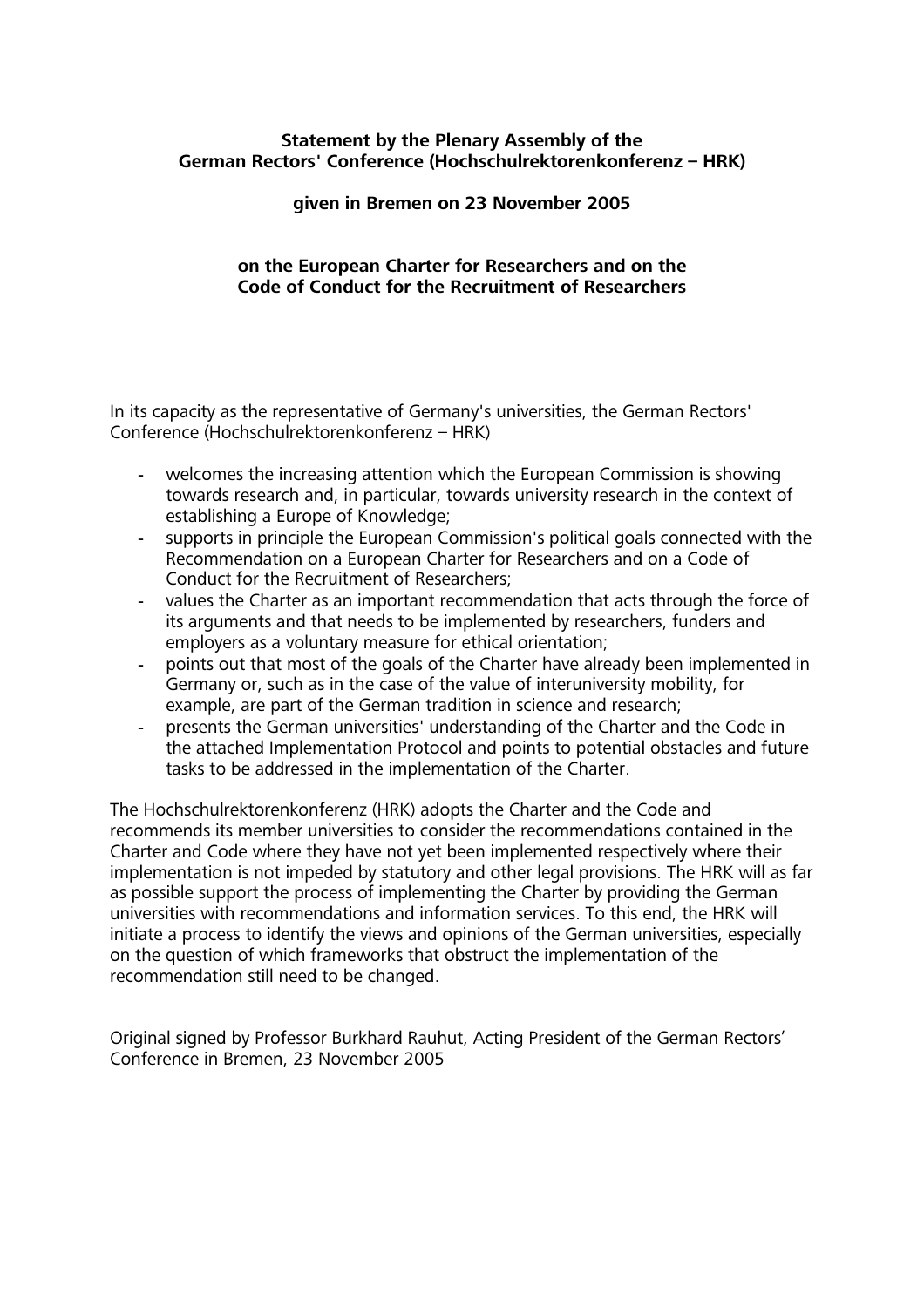**Statement by the Plenary Assembly of the German Rectors' Conference (Hochschulrektorenkonferenz – HRK)**

**given in Bremen on 23 November 2005**

**on the European Charter for Researchers and on the Code of Conduct for the Recruitment of Researchers**

In its capacity as the representative of Germany's universities, the German Rectors' Conference (Hochschulrektorenkonferenz – HRK)

- welcomes the increasing attention which the European Commission is showing towards research and, in particular, towards university research in the context of establishing a Europe of Knowledge;
- supports in principle the European Commission's political goals connected with the Recommendation on a European Charter for Researchers and on a Code of Conduct for the Recruitment of Researchers;
- values the Charter as an important recommendation that acts through the force of its arguments and that needs to be implemented by researchers, funders and employers as a voluntary measure for ethical orientation;
- points out that most of the goals of the Charter have already been implemented in Germany or, such as in the case of the value of interuniversity mobility, for example, are part of the German tradition in science and research;
- presents the German universities' understanding of the Charter and the Code in the attached Implementation Protocol and points to potential obstacles and future tasks to be addressed in the implementation of the Charter.

The Hochschulrektorenkonferenz (HRK) adopts the Charter and the Code and recommends its member universities to consider the recommendations contained in the Charter and Code where they have not yet been implemented respectively where their implementation is not impeded by statutory and other legal provisions. The HRK will as far as possible support the process of implementing the Charter by providing the German universities with recommendations and information services. To this end, the HRK will initiate a process to identify the views and opinions of the German universities, especially on the question of which frameworks that obstruct the implementation of the recommendation still need to be changed.

Original signed by Professor Burkhard Rauhut, Acting President of the German Rectors' Conference in Bremen, 23 November 2005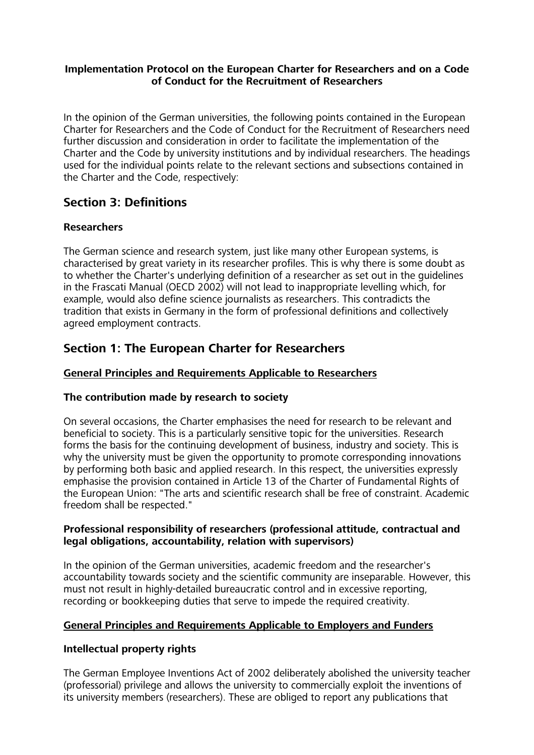**Implementation Protocol on the European Charter for Researchers and on a Code of Conduct for the Recruitment of Researchers**

In the opinion of the German universities, the following points contained in the European Charter for Researchers and the Code of Conduct for the Recruitment of Researchers need further discussion and consideration in order to facilitate the implementation of the Charter and the Code by university institutions and by individual researchers. The headings used for the individual points relate to the relevant sections and subsections contained in the Charter and the Code, respectively:

## Section 3: Definitions

### Researchers

The German science and research system, just like many other European systems, is characterised by great variety in its researcher profiles. This is why there is some doubt as to whether the Charter's underlying definition of a researcher as set out in the guidelines in the Frascati Manual (OECD 2002) will not lead to inappropriate levelling which, for example, would also define science journalists as researchers. This contradicts the tradition that exists in Germany in the form of professional definitions and collectively agreed employment contracts.

## Section 1: The European Charter for Researchers

<u>**General Principles and Requirements Applicable to Researchers**</u>

### The contribution made by research to society

On several occasions, the Charter emphasises the need for research to be relevant and beneficial to society. This is a particularly sensitive topic for the universities. Research forms the basis for the continuing development of business, industry and society. This is why the university must be given the opportunity to promote corresponding innovations by performing both basic and applied research. In this respect, the universities expressly emphasise the provision contained in Article 13 of the Charter of Fundamental Rights of the European Union: "The arts and scientific research shall be free of constraint. Academic freedom shall be respected."

### Professional responsibility of researchers (professional attitude, contractual and legal obligations, accountability, relation with supervisors)

In the opinion of the German universities, academic freedom and the researcher's accountability towards society and the scientific community are inseparable. However, this must not result in highly-detailed bureaucratic control and in excessive reporting, recording or bookkeeping duties that serve to impede the required creativity.

<u>**General Principles and Requirements Applicable to Employers and Funders**</u>

### Intellectual property rights

The German Employee Inventions Act of 2002 deliberately abolished the university teacher (professorial) privilege and allows the university to commercially exploit the inventions of its university members (researchers). These are obliged to report any publications that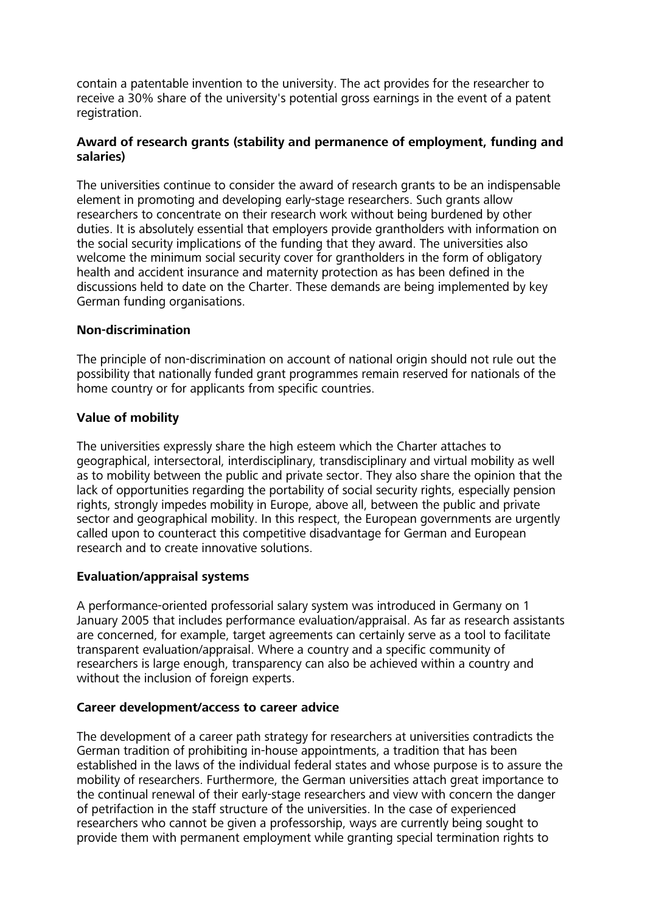contain a patentable invention to the university. The act provides for the researcher to receive a 30% share of the university's potential gross earnings in the event of a patent registration.

**Award of research grants (stability and permanence of employment, funding and salaries)**

The universities continue to consider the award of research grants to be an indispensable element in promoting and developing early-stage researchers. Such grants allow researchers to concentrate on their research work without being burdened by other duties. It is absolutely essential that employers provide grantholders with information on the social security implications of the funding that they award. The universities also welcome the minimum social security cover for grantholders in the form of obligatory health and accident insurance and maternity protection as has been defined in the discussions held to date on the Charter. These demands are being implemented by key German funding organisations.

**Non-discrimination**

The principle of non-discrimination on account of national origin should not rule out the possibility that nationally funded grant programmes remain reserved for nationals of the home country or for applicants from specific countries.

**Value of mobility**

The universities expressly share the high esteem which the Charter attaches to geographical, intersectoral, interdisciplinary, transdisciplinary and virtual mobility as well as to mobility between the public and private sector. They also share the opinion that the lack of opportunities regarding the portability of social security rights, especially pension rights, strongly impedes mobility in Europe, above all, between the public and private sector and geographical mobility. In this respect, the European governments are urgently called upon to counteract this competitive disadvantage for German and European research and to create innovative solutions.

**Evaluation/appraisal systems**

A performance-oriented professorial salary system was introduced in Germany on 1 January 2005 that includes performance evaluation/appraisal. As far as research assistants are concerned, for example, target agreements can certainly serve as a tool to facilitate transparent evaluation/appraisal. Where a country and a specific community of researchers is large enough, transparency can also be achieved within a country and without the inclusion of foreign experts.

**Career development/access to career advice**

The development of a career path strategy for researchers at universities contradicts the German tradition of prohibiting in-house appointments, a tradition that has been established in the laws of the individual federal states and whose purpose is to assure the mobility of researchers. Furthermore, the German universities attach great importance to the continual renewal of their early-stage researchers and view with concern the danger of petrifaction in the staff structure of the universities. In the case of experienced researchers who cannot be given a professorship, ways are currently being sought to provide them with permanent employment while granting special termination rights to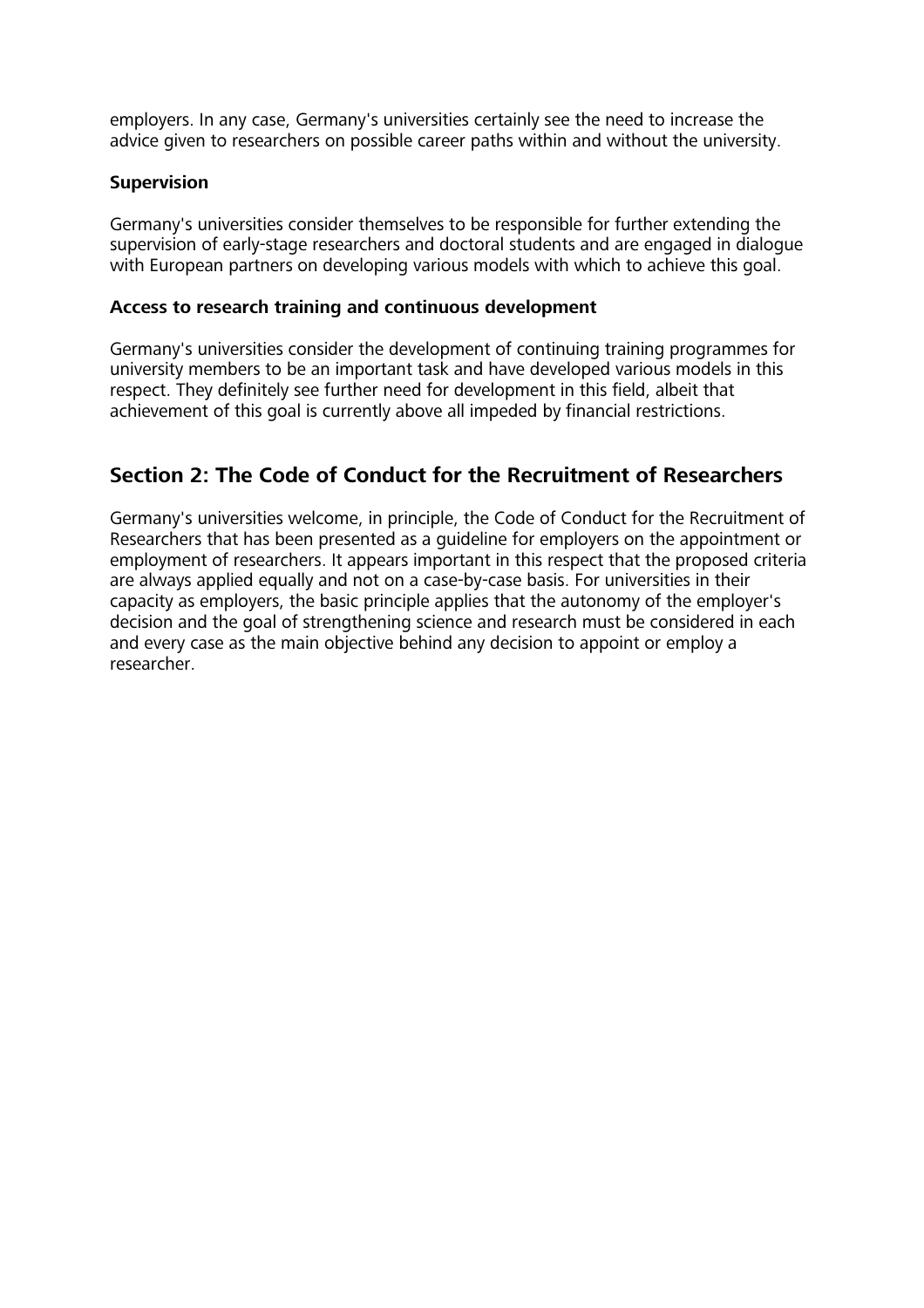employers. In any case, Germany's universities certainly see the need to increase the advice given to researchers on possible career paths within and without the university.

**Supervision**

Germany's universities consider themselves to be responsible for further extending the supervision of early-stage researchers and doctoral students and are engaged in dialogue with European partners on developing various models with which to achieve this goal.

**Access to research training and continuous development**

Germany's universities consider the development of continuing training programmes for university members to be an important task and have developed various models in this respect. They definitely see further need for development in this field, albeit that achievement of this goal is currently above all impeded by financial restrictions.

## Section 2: The Code of Conduct for the Recruitment of Researchers

Germany's universities welcome, in principle, the Code of Conduct for the Recruitment of Researchers that has been presented as a guideline for employers on the appointment or employment of researchers. It appears important in this respect that the proposed criteria are always applied equally and not on a case-by-case basis. For universities in their capacity as employers, the basic principle applies that the autonomy of the employer's decision and the goal of strengthening science and research must be considered in each and every case as the main objective behind any decision to appoint or employ a researcher.